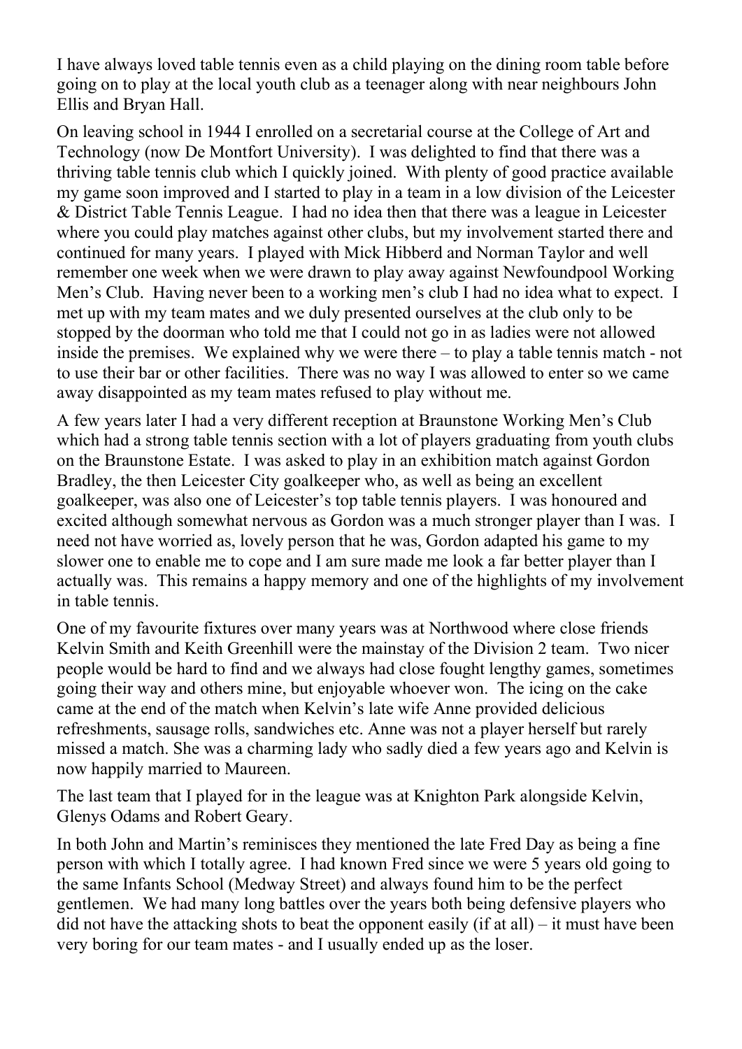I have always loved table tennis even as a child playing on the dining room table before going on to play at the local youth club as a teenager along with near neighbours John Ellis and Bryan Hall.

On leaving school in 1944 I enrolled on a secretarial course at the College of Art and Technology (now De Montfort University). I was delighted to find that there was a thriving table tennis club which I quickly joined. With plenty of good practice available my game soon improved and I started to play in a team in a low division of the Leicester & District Table Tennis League. I had no idea then that there was a league in Leicester where you could play matches against other clubs, but my involvement started there and continued for many years. I played with Mick Hibberd and Norman Taylor and well remember one week when we were drawn to play away against Newfoundpool Working Men's Club. Having never been to a working men's club I had no idea what to expect. I met up with my team mates and we duly presented ourselves at the club only to be stopped by the doorman who told me that I could not go in as ladies were not allowed inside the premises. We explained why we were there – to play a table tennis match - not to use their bar or other facilities. There was no way I was allowed to enter so we came away disappointed as my team mates refused to play without me.

A few years later I had a very different reception at Braunstone Working Men's Club which had a strong table tennis section with a lot of players graduating from youth clubs on the Braunstone Estate. I was asked to play in an exhibition match against Gordon Bradley, the then Leicester City goalkeeper who, as well as being an excellent goalkeeper, was also one of Leicester's top table tennis players. I was honoured and excited although somewhat nervous as Gordon was a much stronger player than I was. I need not have worried as, lovely person that he was, Gordon adapted his game to my slower one to enable me to cope and I am sure made me look a far better player than I actually was. This remains a happy memory and one of the highlights of my involvement in table tennis.

One of my favourite fixtures over many years was at Northwood where close friends Kelvin Smith and Keith Greenhill were the mainstay of the Division 2 team. Two nicer people would be hard to find and we always had close fought lengthy games, sometimes going their way and others mine, but enjoyable whoever won. The icing on the cake came at the end of the match when Kelvin's late wife Anne provided delicious refreshments, sausage rolls, sandwiches etc. Anne was not a player herself but rarely missed a match. She was a charming lady who sadly died a few years ago and Kelvin is now happily married to Maureen.

The last team that I played for in the league was at Knighton Park alongside Kelvin, Glenys Odams and Robert Geary.

In both John and Martin's reminisces they mentioned the late Fred Day as being a fine person with which I totally agree. I had known Fred since we were 5 years old going to the same Infants School (Medway Street) and always found him to be the perfect gentlemen. We had many long battles over the years both being defensive players who did not have the attacking shots to beat the opponent easily (if at all) – it must have been very boring for our team mates - and I usually ended up as the loser.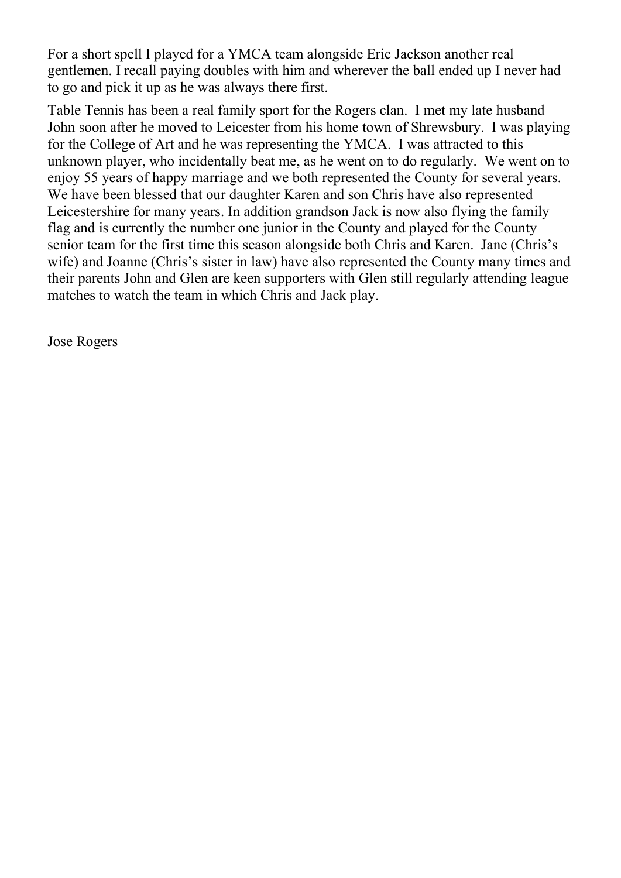For a short spell I played for a YMCA team alongside Eric Jackson another real gentlemen. I recall paying doubles with him and wherever the ball ended up I never had to go and pick it up as he was always there first.

Table Tennis has been a real family sport for the Rogers clan. I met my late husband John soon after he moved to Leicester from his home town of Shrewsbury. I was playing for the College of Art and he was representing the YMCA. I was attracted to this unknown player, who incidentally beat me, as he went on to do regularly. We went on to enjoy 55 years of happy marriage and we both represented the County for several years. We have been blessed that our daughter Karen and son Chris have also represented Leicestershire for many years. In addition grandson Jack is now also flying the family flag and is currently the number one junior in the County and played for the County senior team for the first time this season alongside both Chris and Karen. Jane (Chris's wife) and Joanne (Chris's sister in law) have also represented the County many times and their parents John and Glen are keen supporters with Glen still regularly attending league matches to watch the team in which Chris and Jack play.

Jose Rogers